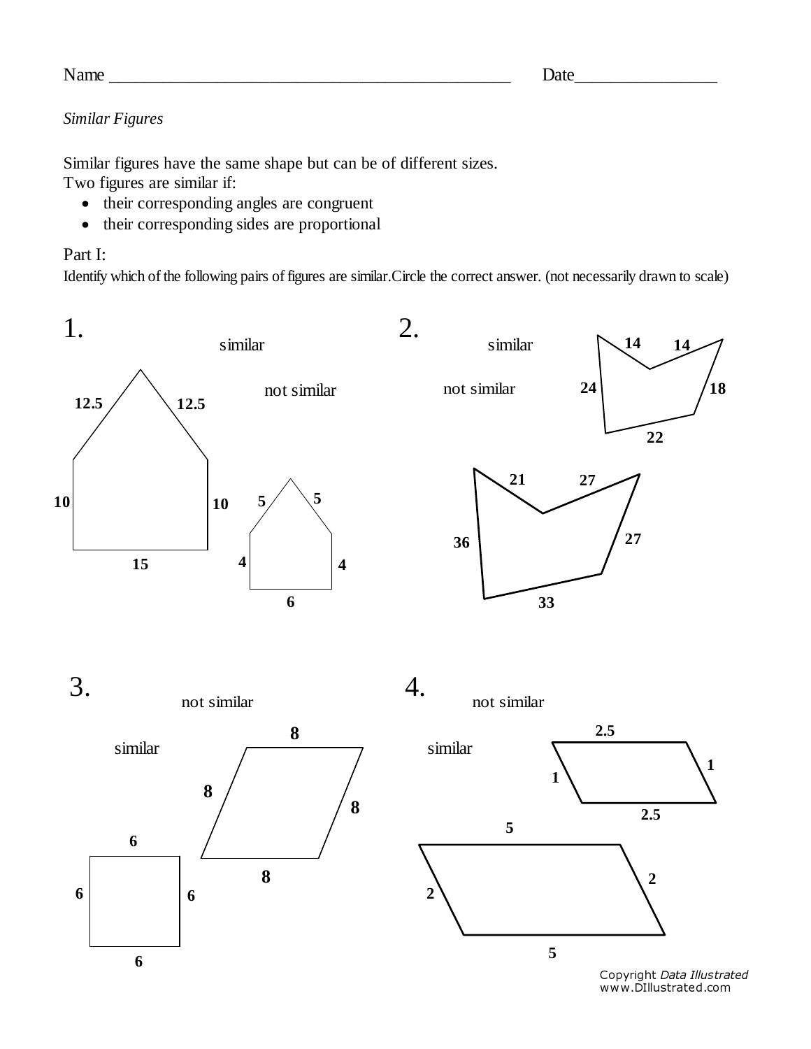Name ______________________________________________ Date________________

*Similar Figures*

Similar figures have the same shape but can be of different sizes.
Two figures are similar if:

- their corresponding angles are congruent
- their corresponding sides are proportional

Part I:
Identify which of the following pairs of figures are similar.Circle the correct answer. (not necessarily drawn to scale)

1. similar / not similar

Figure A: 12.5, 12.5, 10, 10, 15
Figure B: 5, 5, 4, 4, 6

2. similar / not similar

Figure A: 14, 14, 24, 18, 22
Figure B: 21, 27, 36, 27, 33

3. not similar / similar

Figure A: 8, 8, 8, 8
Figure B: 6, 6, 6, 6

4. not similar / similar

Figure A: 2.5, 1, 1, 2.5
Figure B: 5, 2, 2, 5

Copyright *Data Illustrated*
www.DIllustrated.com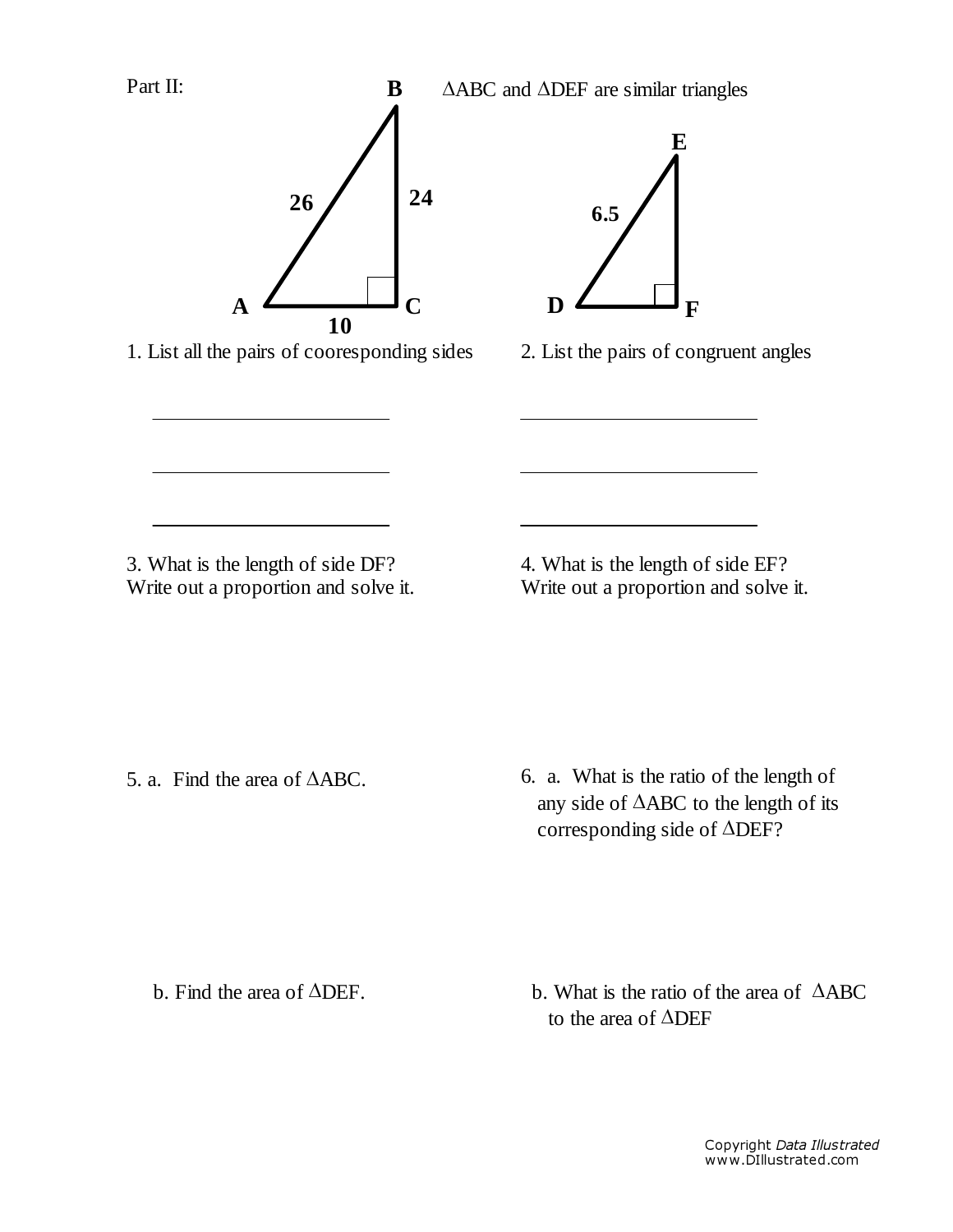Part II:

$\Delta$ABC and $\Delta$DEF are similar triangles

B
26
24
A
C
10

E
6.5
D
F

1. List all the pairs of cooresponding sides

\_\_\_\_\_\_\_\_\_\_\_\_\_\_\_\_\_\_\_\_\_\_\_\_

\_\_\_\_\_\_\_\_\_\_\_\_\_\_\_\_\_\_\_\_\_\_\_\_

\_\_\_\_\_\_\_\_\_\_\_\_\_\_\_\_\_\_\_\_\_\_\_\_

2. List the pairs of congruent angles

\_\_\_\_\_\_\_\_\_\_\_\_\_\_\_\_\_\_\_\_\_\_\_\_

\_\_\_\_\_\_\_\_\_\_\_\_\_\_\_\_\_\_\_\_\_\_\_\_

\_\_\_\_\_\_\_\_\_\_\_\_\_\_\_\_\_\_\_\_\_\_\_\_

3. What is the length of side DF?
Write out a proportion and solve it.

4. What is the length of side EF?
Write out a proportion and solve it.

5. a. Find the area of $\Delta$ABC.

b. Find the area of $\Delta$DEF.

6. a. What is the ratio of the length of any side of $\Delta$ABC to the length of its corresponding side of $\Delta$DEF?

b. What is the ratio of the area of $\Delta$ABC to the area of $\Delta$DEF

Copyright *Data Illustrated*
www.DIllustrated.com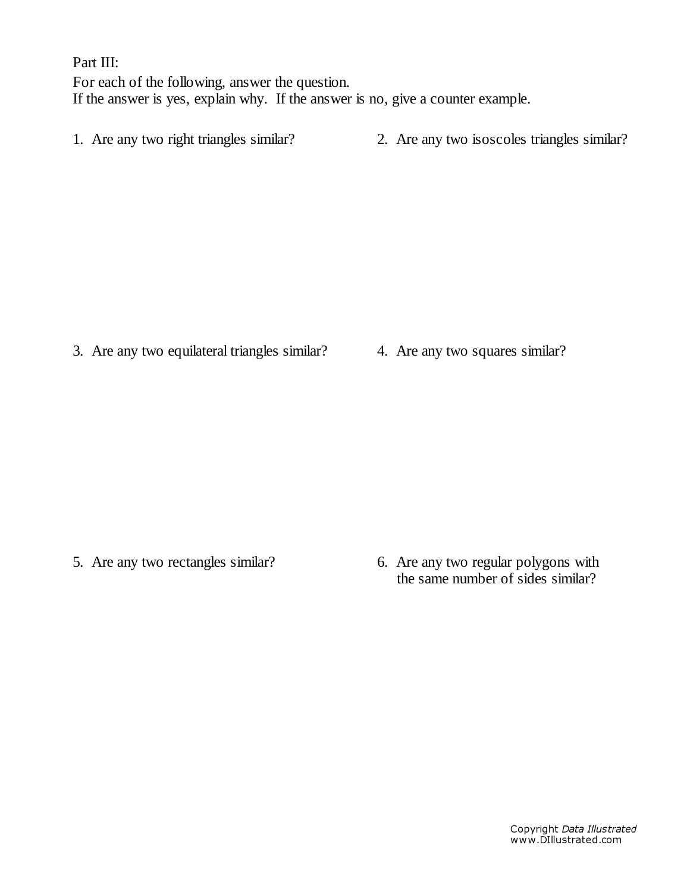Part III:

For each of the following, answer the question.
If the answer is yes, explain why.  If the answer is no, give a counter example.

1. Are any two right triangles similar?

2. Are any two isoscoles triangles similar?

3. Are any two equilateral triangles similar?

4. Are any two squares similar?

5. Are any two rectangles similar?

6. Are any two regular polygons with the same number of sides similar?

Copyright *Data Illustrated*
www.DIllustrated.com